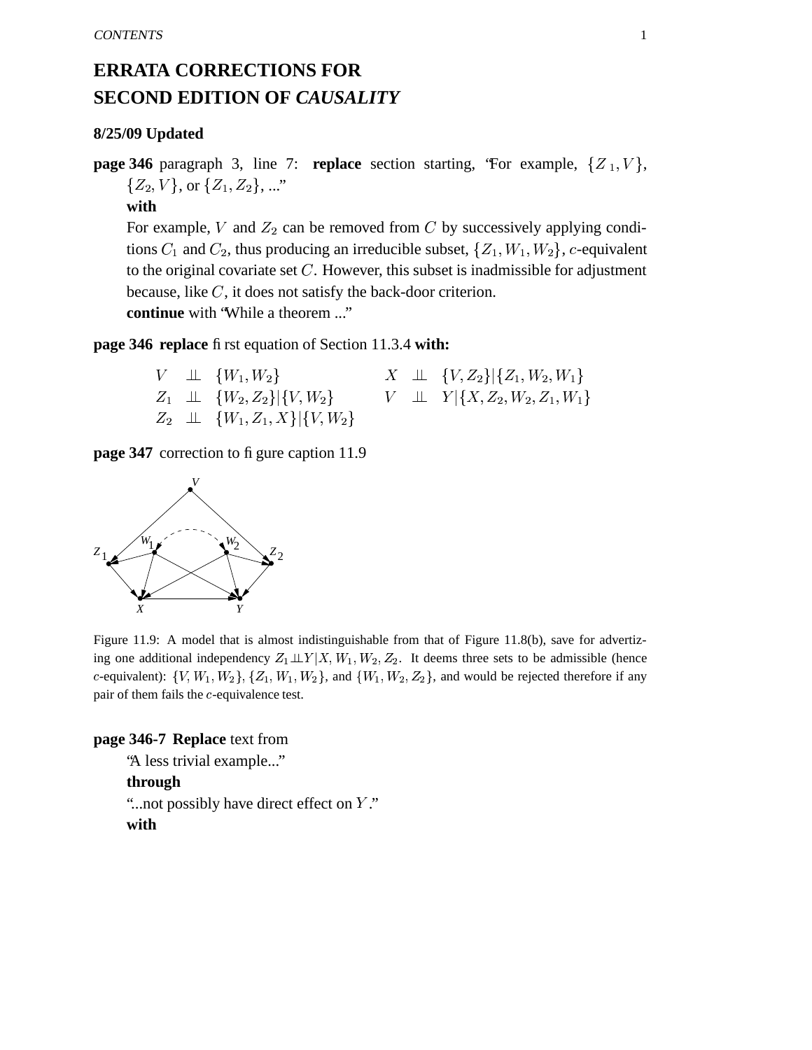# ERRATA CORRECTIONS FOR SECOND EDITION OF *CAUSALITY*

**8/25/09 Updated**

**page 346** paragraph 3, line 7: **replace** section starting, "For example, $\{Z_1, V\}$, $\{Z_2, V\}$, or $\{Z_1, Z_2\}$, ..."

**with**

For example, $V$ and $Z_2$ can be removed from $C$ by successively applying conditions $C_1$ and $C_2$, thus producing an irreducible subset, $\{Z_1, W_1, W_2\}$, $c$-equivalent to the original covariate set $C$. However, this subset is inadmissible for adjustment because, like $C$, it does not satisfy the back-door criterion.

**continue** with "While a theorem ..."

**page 346** **replace** first equation of Section 11.3.4 **with:**

$$
\begin{array}{llll}
V \perp\!\!\!\perp \{W_1, W_2\} & & X \perp\!\!\!\perp \{V, Z_2\} | \{Z_1, W_2, W_1\} \\
Z_1 \perp\!\!\!\perp \{W_2, Z_2\} | \{V, W_2\} & & V \perp\!\!\!\perp Y | \{X, Z_2, W_2, Z_1, W_1\} \\
Z_2 \perp\!\!\!\perp \{W_1, Z_1, X\} | \{V, W_2\} & &
\end{array}
$$

**page 347** correction to figure caption 11.9

Figure 11.9: A model that is almost indistinguishable from that of Figure 11.8(b), save for advertizing one additional independency $Z_1 \perp\!\!\!\perp Y | X, W_1, W_2, Z_2$. It deems three sets to be admissible (hence $c$-equivalent): $\{V, W_1, W_2\}$, $\{Z_1, W_1, W_2\}$, and $\{W_1, W_2, Z_2\}$, and would be rejected therefore if any pair of them fails the $c$-equivalence test.

**page 346-7** **Replace** text from

"A less trivial example..."

**through**

"...not possibly have direct effect on $Y$."

**with**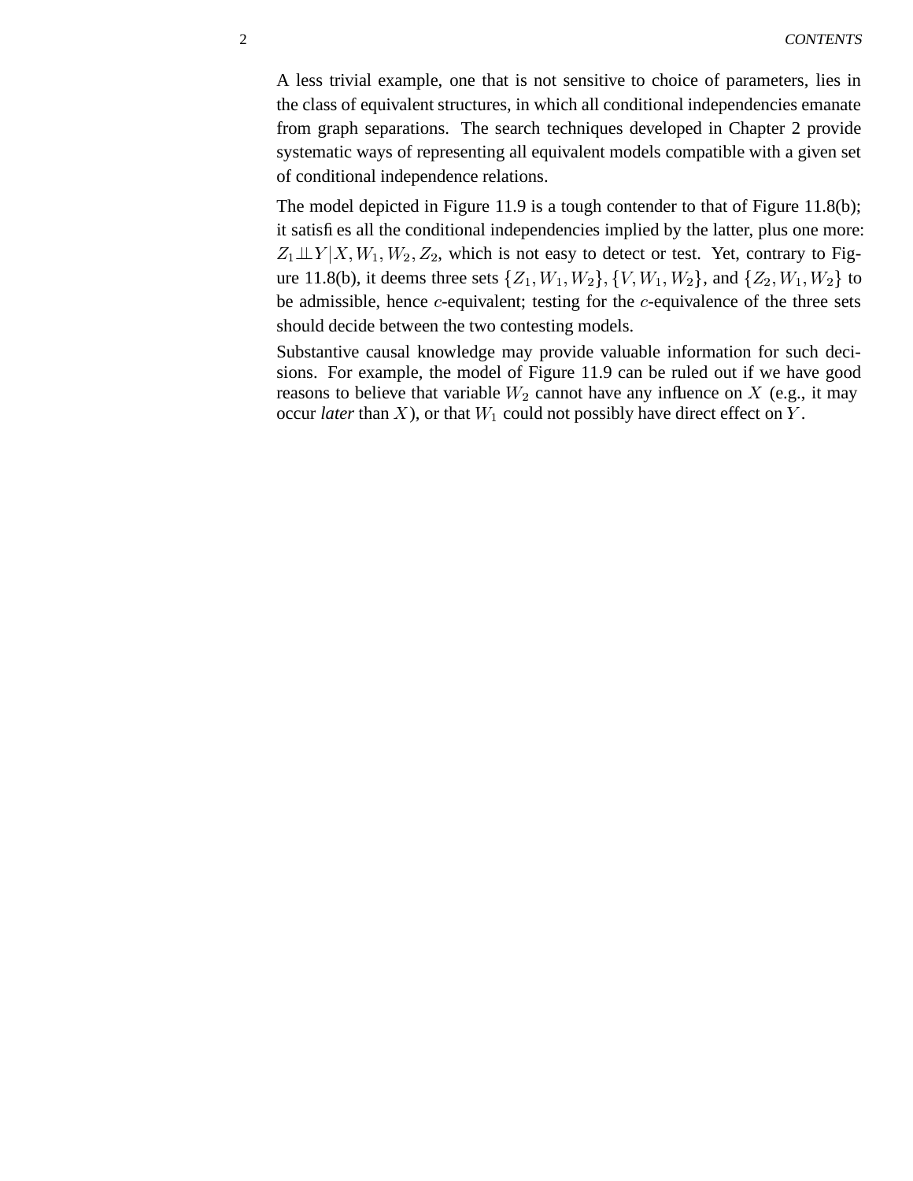A less trivial example, one that is not sensitive to choice of parameters, lies in the class of equivalent structures, in which all conditional independencies emanate from graph separations. The search techniques developed in Chapter 2 provide systematic ways of representing all equivalent models compatible with a given set of conditional independence relations.

The model depicted in Figure 11.9 is a tough contender to that of Figure 11.8(b); it satisfies all the conditional independencies implied by the latter, plus one more: $Z_1 \perp\!\!\!\perp Y | X, W_1, W_2, Z_2$, which is not easy to detect or test. Yet, contrary to Figure 11.8(b), it deems three sets $\{Z_1, W_1, W_2\}$, $\{V, W_1, W_2\}$, and $\{Z_2, W_1, W_2\}$ to be admissible, hence $c$-equivalent; testing for the $c$-equivalence of the three sets should decide between the two contesting models.

Substantive causal knowledge may provide valuable information for such decisions. For example, the model of Figure 11.9 can be ruled out if we have good reasons to believe that variable $W_2$ cannot have any influence on $X$ (e.g., it may occur *later* than $X$), or that $W_1$ could not possibly have direct effect on $Y$.